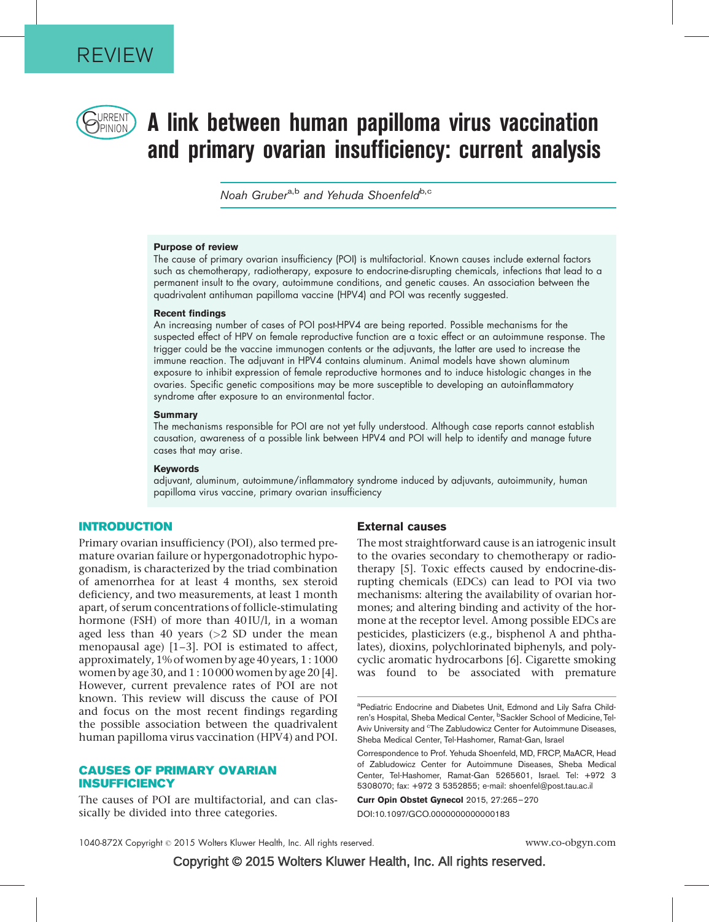REVIEW

# A link between human papilloma virus vaccination and primary ovarian insufficiency: current analysis

*Noah Gruber[a,b] and Yehuda Shoenfeld[b,c]*

**Purpose of review**

The cause of primary ovarian insufficiency (POI) is multifactorial. Known causes include external factors such as chemotherapy, radiotherapy, exposure to endocrine-disrupting chemicals, infections that lead to a permanent insult to the ovary, autoimmune conditions, and genetic causes. An association between the quadrivalent antihuman papilloma vaccine (HPV4) and POI was recently suggested.

**Recent findings**

An increasing number of cases of POI post-HPV4 are being reported. Possible mechanisms for the suspected effect of HPV on female reproductive function are a toxic effect or an autoimmune response. The trigger could be the vaccine immunogen contents or the adjuvants, the latter are used to increase the immune reaction. The adjuvant in HPV4 contains aluminum. Animal models have shown aluminum exposure to inhibit expression of female reproductive hormones and to induce histologic changes in the ovaries. Specific genetic compositions may be more susceptible to developing an autoinflammatory syndrome after exposure to an environmental factor.

**Summary**

The mechanisms responsible for POI are not yet fully understood. Although case reports cannot establish causation, awareness of a possible link between HPV4 and POI will help to identify and manage future cases that may arise.

**Keywords**

adjuvant, aluminum, autoimmune/inflammatory syndrome induced by adjuvants, autoimmunity, human papilloma virus vaccine, primary ovarian insufficiency

## INTRODUCTION

Primary ovarian insufficiency (POI), also termed premature ovarian failure or hypergonadotrophic hypogonadism, is characterized by the triad combination of amenorrhea for at least 4 months, sex steroid deficiency, and two measurements, at least 1 month apart, of serum concentrations of follicle-stimulating hormone (FSH) of more than 40 IU/l, in a woman aged less than 40 years (>2 SD under the mean menopausal age) [1–3]. POI is estimated to affect, approximately, 1% of women by age 40 years, 1 : 1000 women by age 30, and 1 : 10 000 women by age 20 [4]. However, current prevalence rates of POI are not known. This review will discuss the cause of POI and focus on the most recent findings regarding the possible association between the quadrivalent human papilloma virus vaccination (HPV4) and POI.

## CAUSES OF PRIMARY OVARIAN INSUFFICIENCY

The causes of POI are multifactorial, and can classically be divided into three categories.

### External causes

The most straightforward cause is an iatrogenic insult to the ovaries secondary to chemotherapy or radiotherapy [5]. Toxic effects caused by endocrine-disrupting chemicals (EDCs) can lead to POI via two mechanisms: altering the availability of ovarian hormones; and altering binding and activity of the hormone at the receptor level. Among possible EDCs are pesticides, plasticizers (e.g., bisphenol A and phthalates), dioxins, polychlorinated biphenyls, and polycyclic aromatic hydrocarbons [6]. Cigarette smoking was found to be associated with premature

[a]Pediatric Endocrine and Diabetes Unit, Edmond and Lily Safra Children's Hospital, Sheba Medical Center, [b]Sackler School of Medicine, Tel-Aviv University and [c]The Zabludowicz Center for Autoimmune Diseases, Sheba Medical Center, Tel-Hashomer, Ramat-Gan, Israel

Correspondence to Prof. Yehuda Shoenfeld, MD, FRCP, MaACR, Head of Zabludowicz Center for Autoimmune Diseases, Sheba Medical Center, Tel-Hashomer, Ramat-Gan 5265601, Israel. Tel: +972 3 5308070; fax: +972 3 5352855; e-mail: shoenfel@post.tau.ac.il

**Curr Opin Obstet Gynecol** 2015, 27:265–270

DOI:10.1097/GCO.0000000000000183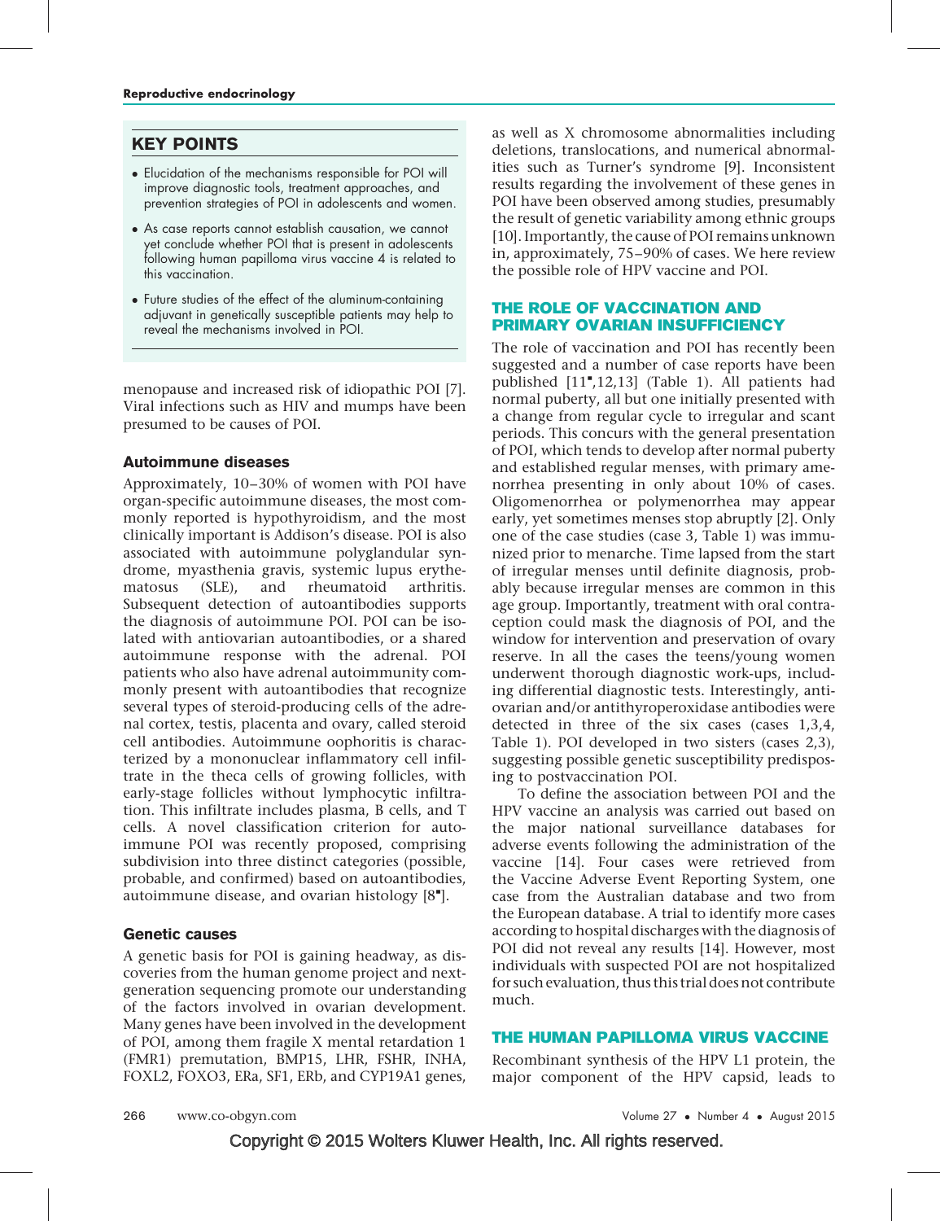## KEY POINTS

- Elucidation of the mechanisms responsible for POI will improve diagnostic tools, treatment approaches, and prevention strategies of POI in adolescents and women.
- As case reports cannot establish causation, we cannot yet conclude whether POI that is present in adolescents following human papilloma virus vaccine 4 is related to this vaccination.
- Future studies of the effect of the aluminum-containing adjuvant in genetically susceptible patients may help to reveal the mechanisms involved in POI.

menopause and increased risk of idiopathic POI [7]. Viral infections such as HIV and mumps have been presumed to be causes of POI.

### Autoimmune diseases

Approximately, 10–30% of women with POI have organ-specific autoimmune diseases, the most commonly reported is hypothyroidism, and the most clinically important is Addison's disease. POI is also associated with autoimmune polyglandular syndrome, myasthenia gravis, systemic lupus erythematosus (SLE), and rheumatoid arthritis. Subsequent detection of autoantibodies supports the diagnosis of autoimmune POI. POI can be isolated with antiovarian autoantibodies, or a shared autoimmune response with the adrenal. POI patients who also have adrenal autoimmunity commonly present with autoantibodies that recognize several types of steroid-producing cells of the adrenal cortex, testis, placenta and ovary, called steroid cell antibodies. Autoimmune oophoritis is characterized by a mononuclear inflammatory cell infiltrate in the theca cells of growing follicles, with early-stage follicles without lymphocytic infiltration. This infiltrate includes plasma, B cells, and T cells. A novel classification criterion for autoimmune POI was recently proposed, comprising subdivision into three distinct categories (possible, probable, and confirmed) based on autoantibodies, autoimmune disease, and ovarian histology [8▪].

### Genetic causes

A genetic basis for POI is gaining headway, as discoveries from the human genome project and next-generation sequencing promote our understanding of the factors involved in ovarian development. Many genes have been involved in the development of POI, among them fragile X mental retardation 1 (FMR1) premutation, BMP15, LHR, FSHR, INHA, FOXL2, FOXO3, ERa, SF1, ERb, and CYP19A1 genes, as well as X chromosome abnormalities including deletions, translocations, and numerical abnormalities such as Turner's syndrome [9]. Inconsistent results regarding the involvement of these genes in POI have been observed among studies, presumably the result of genetic variability among ethnic groups [10]. Importantly, the cause of POI remains unknown in, approximately, 75–90% of cases. We here review the possible role of HPV vaccine and POI.

## THE ROLE OF VACCINATION AND PRIMARY OVARIAN INSUFFICIENCY

The role of vaccination and POI has recently been suggested and a number of case reports have been published [11▪,12,13] (Table 1). All patients had normal puberty, all but one initially presented with a change from regular cycle to irregular and scant periods. This concurs with the general presentation of POI, which tends to develop after normal puberty and established regular menses, with primary amenorrhea presenting in only about 10% of cases. Oligomenorrhea or polymenorrhea may appear early, yet sometimes menses stop abruptly [2]. Only one of the case studies (case 3, Table 1) was immunized prior to menarche. Time lapsed from the start of irregular menses until definite diagnosis, probably because irregular menses are common in this age group. Importantly, treatment with oral contraception could mask the diagnosis of POI, and the window for intervention and preservation of ovary reserve. In all the cases the teens/young women underwent thorough diagnostic work-ups, including differential diagnostic tests. Interestingly, antiovarian and/or antithyroperoxidase antibodies were detected in three of the six cases (cases 1,3,4, Table 1). POI developed in two sisters (cases 2,3), suggesting possible genetic susceptibility predisposing to postvaccination POI.

To define the association between POI and the HPV vaccine an analysis was carried out based on the major national surveillance databases for adverse events following the administration of the vaccine [14]. Four cases were retrieved from the Vaccine Adverse Event Reporting System, one case from the Australian database and two from the European database. A trial to identify more cases according to hospital discharges with the diagnosis of POI did not reveal any results [14]. However, most individuals with suspected POI are not hospitalized for such evaluation, thus this trial does not contribute much.

## THE HUMAN PAPILLOMA VIRUS VACCINE

Recombinant synthesis of the HPV L1 protein, the major component of the HPV capsid, leads to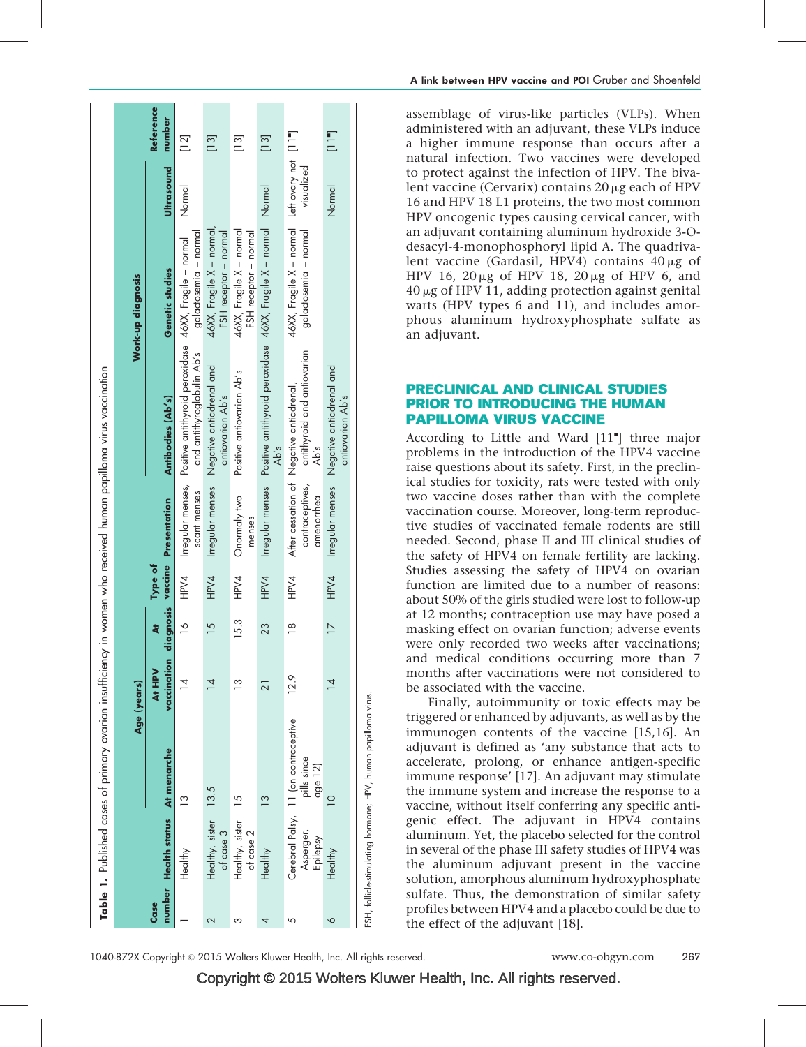**Table 1.** Published cases of primary ovarian insufficiency in women who received human papilloma virus vaccination

| Case number | Health status | Age (years) | | | Type of vaccine | Presentation | Work-up diagnosis | | | Reference number |
|---|---|---|---|---|---|---|---|---|---|---|
| | | At menarche | At HPV vaccination | At diagnosis | | | Antibodies (Ab's) | Genetic studies | Ultrasound | |
| 1 | Healthy | 13 | 14 | 16 | HPV4 | Irregular menses, scant menses | Positive antithyroid peroxidase and antithyroglobulin Ab's | 46XX, Fragile – normal galactosemia – normal | Normal | [12] |
| 2 | Healthy, sister of case 3 | 13.5 | 14 | 15 | HPV4 | Irregular menses | Negative antiadrenal and antiovarian Ab's | 46XX, Fragile X – normal, FSH receptor – normal | | [13] |
| 3 | Healthy, sister of case 2 | 15 | 13 | 15.3 | HPV4 | Onormaly two menses | Positive antiovarian Ab's | 46XX, Fragile X – normal FSH receptor – normal | | [13] |
| 4 | Healthy | 13 | 21 | 23 | HPV4 | Irregular menses | Positive antithyroid peroxidase Ab's | 46XX, Fragile X – normal | Normal | [13] |
| 5 | Cerebral Palsy, Asperger, Epilepsy | 11 (on contraceptive pills since age 12) | 12.9 | 18 | HPV4 | After cessation of contraceptives, amenorrhea | Negative antiadrenal, antithyroid and antiovarian Ab's | 46XX, Fragile X – normal galactosemia – normal | Left ovary not visualized | [11▪] |
| 6 | Healthy | 10 | 14 | 17 | HPV4 | Irregular menses | Negative antiadrenal and antiovarian Ab's | | Normal | [11▪] |

FSH, follicle-stimulating hormone; HPV, human papilloma virus.

assemblage of virus-like particles (VLPs). When administered with an adjuvant, these VLPs induce a higher immune response than occurs after a natural infection. Two vaccines were developed to protect against the infection of HPV. The bivalent vaccine (Cervarix) contains 20 μg each of HPV 16 and HPV 18 L1 proteins, the two most common HPV oncogenic types causing cervical cancer, with an adjuvant containing aluminum hydroxide 3-O-desacyl-4-monophosphoryl lipid A. The quadrivalent vaccine (Gardasil, HPV4) contains 40 μg of HPV 16, 20 μg of HPV 18, 20 μg of HPV 6, and 40 μg of HPV 11, adding protection against genital warts (HPV types 6 and 11), and includes amorphous aluminum hydroxyphosphate sulfate as an adjuvant.

## PRECLINICAL AND CLINICAL STUDIES PRIOR TO INTRODUCING THE HUMAN PAPILLOMA VIRUS VACCINE

According to Little and Ward [11▪] three major problems in the introduction of the HPV4 vaccine raise questions about its safety. First, in the preclinical studies for toxicity, rats were tested with only two vaccine doses rather than with the complete vaccination course. Moreover, long-term reproductive studies of vaccinated female rodents are still needed. Second, phase II and III clinical studies of the safety of HPV4 on female fertility are lacking. Studies assessing the safety of HPV4 on ovarian function are limited due to a number of reasons: about 50% of the girls studied were lost to follow-up at 12 months; contraception use may have posed a masking effect on ovarian function; adverse events were only recorded two weeks after vaccinations; and medical conditions occurring more than 7 months after vaccinations were not considered to be associated with the vaccine.

Finally, autoimmunity or toxic effects may be triggered or enhanced by adjuvants, as well as by the immunogen contents of the vaccine [15,16]. An adjuvant is defined as 'any substance that acts to accelerate, prolong, or enhance antigen-specific immune response' [17]. An adjuvant may stimulate the immune system and increase the response to a vaccine, without itself conferring any specific antigenic effect. The adjuvant in HPV4 contains aluminum. Yet, the placebo selected for the control in several of the phase III safety studies of HPV4 was the aluminum adjuvant present in the vaccine solution, amorphous aluminum hydroxyphosphate sulfate. Thus, the demonstration of similar safety profiles between HPV4 and a placebo could be due to the effect of the adjuvant [18].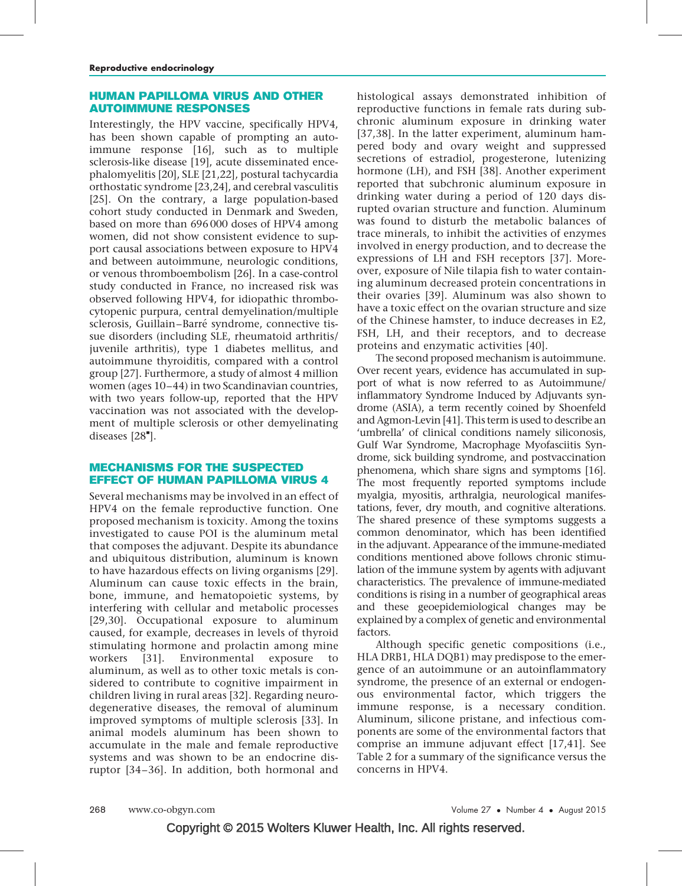## HUMAN PAPILLOMA VIRUS AND OTHER AUTOIMMUNE RESPONSES

Interestingly, the HPV vaccine, specifically HPV4, has been shown capable of prompting an autoimmune response [16], such as to multiple sclerosis-like disease [19], acute disseminated encephalomyelitis [20], SLE [21,22], postural tachycardia orthostatic syndrome [23,24], and cerebral vasculitis [25]. On the contrary, a large population-based cohort study conducted in Denmark and Sweden, based on more than 696 000 doses of HPV4 among women, did not show consistent evidence to support causal associations between exposure to HPV4 and between autoimmune, neurologic conditions, or venous thromboembolism [26]. In a case-control study conducted in France, no increased risk was observed following HPV4, for idiopathic thrombocytopenic purpura, central demyelination/multiple sclerosis, Guillain–Barré syndrome, connective tissue disorders (including SLE, rheumatoid arthritis/juvenile arthritis), type 1 diabetes mellitus, and autoimmune thyroiditis, compared with a control group [27]. Furthermore, a study of almost 4 million women (ages 10–44) in two Scandinavian countries, with two years follow-up, reported that the HPV vaccination was not associated with the development of multiple sclerosis or other demyelinating diseases [28▪].

## MECHANISMS FOR THE SUSPECTED EFFECT OF HUMAN PAPILLOMA VIRUS 4

Several mechanisms may be involved in an effect of HPV4 on the female reproductive function. One proposed mechanism is toxicity. Among the toxins investigated to cause POI is the aluminum metal that composes the adjuvant. Despite its abundance and ubiquitous distribution, aluminum is known to have hazardous effects on living organisms [29]. Aluminum can cause toxic effects in the brain, bone, immune, and hematopoietic systems, by interfering with cellular and metabolic processes [29,30]. Occupational exposure to aluminum caused, for example, decreases in levels of thyroid stimulating hormone and prolactin among mine workers [31]. Environmental exposure to aluminum, as well as to other toxic metals is considered to contribute to cognitive impairment in children living in rural areas [32]. Regarding neurodegenerative diseases, the removal of aluminum improved symptoms of multiple sclerosis [33]. In animal models aluminum has been shown to accumulate in the male and female reproductive systems and was shown to be an endocrine disruptor [34–36]. In addition, both hormonal and histological assays demonstrated inhibition of reproductive functions in female rats during subchronic aluminum exposure in drinking water [37,38]. In the latter experiment, aluminum hampered body and ovary weight and suppressed secretions of estradiol, progesterone, lutenizing hormone (LH), and FSH [38]. Another experiment reported that subchronic aluminum exposure in drinking water during a period of 120 days disrupted ovarian structure and function. Aluminum was found to disturb the metabolic balances of trace minerals, to inhibit the activities of enzymes involved in energy production, and to decrease the expressions of LH and FSH receptors [37]. Moreover, exposure of Nile tilapia fish to water containing aluminum decreased protein concentrations in their ovaries [39]. Aluminum was also shown to have a toxic effect on the ovarian structure and size of the Chinese hamster, to induce decreases in E2, FSH, LH, and their receptors, and to decrease proteins and enzymatic activities [40].

The second proposed mechanism is autoimmune. Over recent years, evidence has accumulated in support of what is now referred to as Autoimmune/inflammatory Syndrome Induced by Adjuvants syndrome (ASIA), a term recently coined by Shoenfeld and Agmon-Levin [41]. This term is used to describe an 'umbrella' of clinical conditions namely siliconosis, Gulf War Syndrome, Macrophage Myofasciitis Syndrome, sick building syndrome, and postvaccination phenomena, which share signs and symptoms [16]. The most frequently reported symptoms include myalgia, myositis, arthralgia, neurological manifestations, fever, dry mouth, and cognitive alterations. The shared presence of these symptoms suggests a common denominator, which has been identified in the adjuvant. Appearance of the immune-mediated conditions mentioned above follows chronic stimulation of the immune system by agents with adjuvant characteristics. The prevalence of immune-mediated conditions is rising in a number of geographical areas and these geoepidemiological changes may be explained by a complex of genetic and environmental factors.

Although specific genetic compositions (i.e., HLA DRB1, HLA DQB1) may predispose to the emergence of an autoimmune or an autoinflammatory syndrome, the presence of an external or endogenous environmental factor, which triggers the immune response, is a necessary condition. Aluminum, silicone pristane, and infectious components are some of the environmental factors that comprise an immune adjuvant effect [17,41]. See Table 2 for a summary of the significance versus the concerns in HPV4.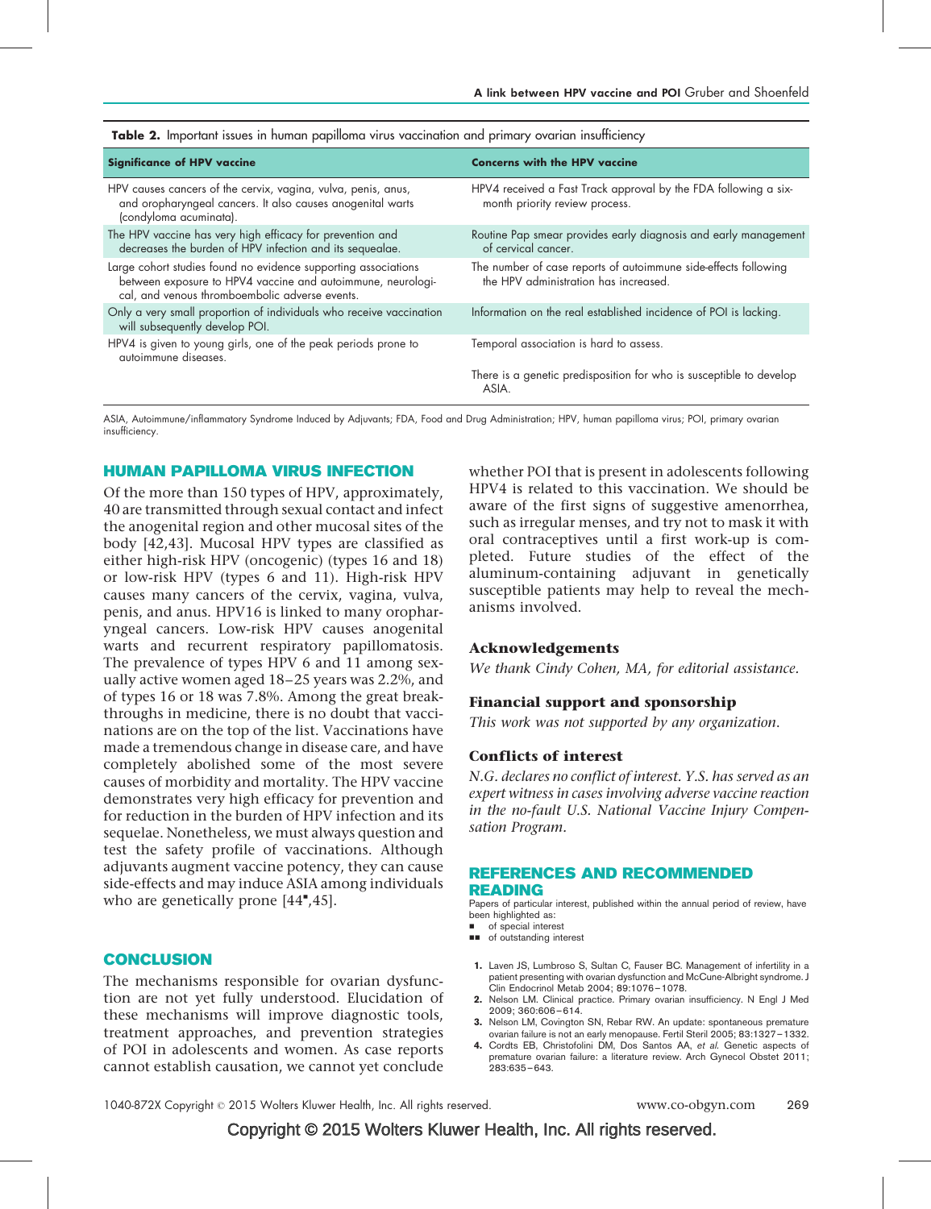**Table 2.** Important issues in human papilloma virus vaccination and primary ovarian insufficiency

| Significance of HPV vaccine | Concerns with the HPV vaccine |
|---|---|
| HPV causes cancers of the cervix, vagina, vulva, penis, anus, and oropharyngeal cancers. It also causes anogenital warts (condyloma acuminata). | HPV4 received a Fast Track approval by the FDA following a six-month priority review process. |
| The HPV vaccine has very high efficacy for prevention and decreases the burden of HPV infection and its sequealae. | Routine Pap smear provides early diagnosis and early management of cervical cancer. |
| Large cohort studies found no evidence supporting associations between exposure to HPV4 vaccine and autoimmune, neurological, and venous thromboembolic adverse events. | The number of case reports of autoimmune side-effects following the HPV administration has increased. |
| Only a very small proportion of individuals who receive vaccination will subsequently develop POI. | Information on the real established incidence of POI is lacking. |
| HPV4 is given to young girls, one of the peak periods prone to autoimmune diseases. | Temporal association is hard to assess. |
| | There is a genetic predisposition for who is susceptible to develop ASIA. |

ASIA, Autoimmune/inflammatory Syndrome Induced by Adjuvants; FDA, Food and Drug Administration; HPV, human papilloma virus; POI, primary ovarian insufficiency.

## HUMAN PAPILLOMA VIRUS INFECTION

Of the more than 150 types of HPV, approximately, 40 are transmitted through sexual contact and infect the anogenital region and other mucosal sites of the body [42,43]. Mucosal HPV types are classified as either high-risk HPV (oncogenic) (types 16 and 18) or low-risk HPV (types 6 and 11). High-risk HPV causes many cancers of the cervix, vagina, vulva, penis, and anus. HPV16 is linked to many oropharyngeal cancers. Low-risk HPV causes anogenital warts and recurrent respiratory papillomatosis. The prevalence of types HPV 6 and 11 among sexually active women aged 18–25 years was 2.2%, and of types 16 or 18 was 7.8%. Among the great breakthroughs in medicine, there is no doubt that vaccinations are on the top of the list. Vaccinations have made a tremendous change in disease care, and have completely abolished some of the most severe causes of morbidity and mortality. The HPV vaccine demonstrates very high efficacy for prevention and for reduction in the burden of HPV infection and its sequelae. Nonetheless, we must always question and test the safety profile of vaccinations. Although adjuvants augment vaccine potency, they can cause side-effects and may induce ASIA among individuals who are genetically prone [44■,45].

## CONCLUSION

The mechanisms responsible for ovarian dysfunction are not yet fully understood. Elucidation of these mechanisms will improve diagnostic tools, treatment approaches, and prevention strategies of POI in adolescents and women. As case reports cannot establish causation, we cannot yet conclude whether POI that is present in adolescents following HPV4 is related to this vaccination. We should be aware of the first signs of suggestive amenorrhea, such as irregular menses, and try not to mask it with oral contraceptives until a first work-up is completed. Future studies of the effect of the aluminum-containing adjuvant in genetically susceptible patients may help to reveal the mechanisms involved.

### Acknowledgements

*We thank Cindy Cohen, MA, for editorial assistance.*

### Financial support and sponsorship

*This work was not supported by any organization.*

### Conflicts of interest

*N.G. declares no conflict of interest. Y.S. has served as an expert witness in cases involving adverse vaccine reaction in the no-fault U.S. National Vaccine Injury Compensation Program.*

## REFERENCES AND RECOMMENDED READING

Papers of particular interest, published within the annual period of review, have been highlighted as:

■ of special interest
■■ of outstanding interest

1. Laven JS, Lumbroso S, Sultan C, Fauser BC. Management of infertility in a patient presenting with ovarian dysfunction and McCune-Albright syndrome. J Clin Endocrinol Metab 2004; 89:1076–1078.
2. Nelson LM. Clinical practice. Primary ovarian insufficiency. N Engl J Med 2009; 360:606–614.
3. Nelson LM, Covington SN, Rebar RW. An update: spontaneous premature ovarian failure is not an early menopause. Fertil Steril 2005; 83:1327–1332.
4. Cordts EB, Christofolini DM, Dos Santos AA, *et al.* Genetic aspects of premature ovarian failure: a literature review. Arch Gynecol Obstet 2011; 283:635–643.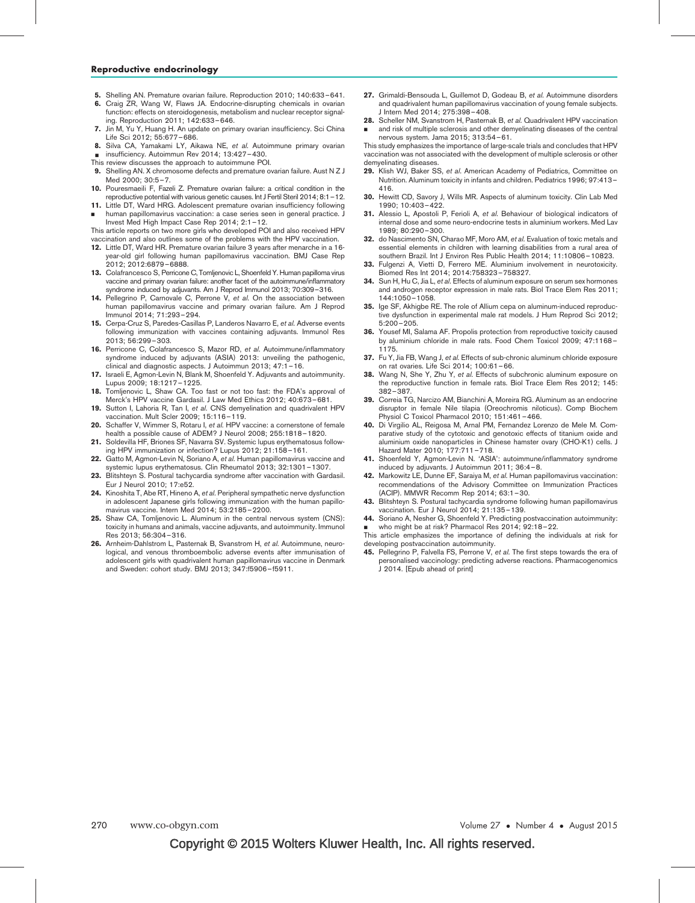5. Shelling AN. Premature ovarian failure. Reproduction 2010; 140:633–641.
6. Craig ZR, Wang W, Flaws JA. Endocrine-disrupting chemicals in ovarian function: effects on steroidogenesis, metabolism and nuclear receptor signaling. Reproduction 2011; 142:633–646.
7. Jin M, Yu Y, Huang H. An update on primary ovarian insufficiency. Sci China Life Sci 2012; 55:677–686.
8. ▪ Silva CA, Yamakami LY, Aikawa NE, *et al.* Autoimmune primary ovarian insufficiency. Autoimmun Rev 2014; 13:427–430.

This review discusses the approach to autoimmune POI.

9. Shelling AN. X chromosome defects and premature ovarian failure. Aust N Z J Med 2000; 30:5–7.
10. Pouresmaeili F, Fazeli Z. Premature ovarian failure: a critical condition in the reproductive potential with various genetic causes. Int J Fertil Steril 2014; 8:1–12.
11. ▪ Little DT, Ward HRG. Adolescent premature ovarian insufficiency following human papillomavirus vaccination: a case series seen in general practice. J Invest Med High Impact Case Rep 2014; 2:1–12.

This article reports on two more girls who developed POI and also received HPV vaccination and also outlines some of the problems with the HPV vaccination.

12. Little DT, Ward HR. Premature ovarian failure 3 years after menarche in a 16-year-old girl following human papillomavirus vaccination. BMJ Case Rep 2012; 2012:6879–6888.
13. Colafrancesco S, Perricone C, Tomljenovic L, Shoenfeld Y. Human papilloma virus vaccine and primary ovarian failure: another facet of the autoimmune/inflammatory syndrome induced by adjuvants. Am J Reprod Immunol 2013; 70:309–316.
14. Pellegrino P, Carnovale C, Perrone V, *et al.* On the association between human papillomavirus vaccine and primary ovarian failure. Am J Reprod Immunol 2014; 71:293–294.
15. Cerpa-Cruz S, Paredes-Casillas P, Landeros Navarro E, *et al.* Adverse events following immunization with vaccines containing adjuvants. Immunol Res 2013; 56:299–303.
16. Perricone C, Colafrancesco S, Mazor RD, *et al.* Autoimmune/inflammatory syndrome induced by adjuvants (ASIA) 2013: unveiling the pathogenic, clinical and diagnostic aspects. J Autoimmun 2013; 47:1–16.
17. Israeli E, Agmon-Levin N, Blank M, Shoenfeld Y. Adjuvants and autoimmunity. Lupus 2009; 18:1217–1225.
18. Tomljenovic L, Shaw CA. Too fast or not too fast: the FDA's approval of Merck's HPV vaccine Gardasil. J Law Med Ethics 2012; 40:673–681.
19. Sutton I, Lahoria R, Tan I, *et al.* CNS demyelination and quadrivalent HPV vaccination. Mult Scler 2009; 15:116–119.
20. Schaffer V, Wimmer S, Rotaru I, *et al.* HPV vaccine: a cornerstone of female health a possible cause of ADEM? J Neurol 2008; 255:1818–1820.
21. Soldevilla HF, Briones SF, Navarra SV. Systemic lupus erythematosus following HPV immunization or infection? Lupus 2012; 21:158–161.
22. Gatto M, Agmon-Levin N, Soriano A, *et al.* Human papillomavirus vaccine and systemic lupus erythematosus. Clin Rheumatol 2013; 32:1301–1307.
23. Blitshteyn S. Postural tachycardia syndrome after vaccination with Gardasil. Eur J Neurol 2010; 17:e52.
24. Kinoshita T, Abe RT, Hineno A, *et al.* Peripheral sympathetic nerve dysfunction in adolescent Japanese girls following immunization with the human papillomavirus vaccine. Intern Med 2014; 53:2185–2200.
25. Shaw CA, Tomljenovic L. Aluminum in the central nervous system (CNS): toxicity in humans and animals, vaccine adjuvants, and autoimmunity. Immunol Res 2013; 56:304–316.
26. Arnheim-Dahlstrom L, Pasternak B, Svanstrom H, *et al.* Autoimmune, neurological, and venous thromboembolic adverse events after immunisation of adolescent girls with quadrivalent human papillomavirus vaccine in Denmark and Sweden: cohort study. BMJ 2013; 347:f5906–f5911.
27. Grimaldi-Bensouda L, Guillemot D, Godeau B, *et al.* Autoimmune disorders and quadrivalent human papillomavirus vaccination of young female subjects. J Intern Med 2014; 275:398–408.
28. ▪ Scheller NM, Svanstrom H, Pasternak B, *et al.* Quadrivalent HPV vaccination and risk of multiple sclerosis and other demyelinating diseases of the central nervous system. Jama 2015; 313:54–61.

This study emphasizes the importance of large-scale trials and concludes that HPV vaccination was not associated with the development of multiple sclerosis or other demyelinating diseases.

29. Klish WJ, Baker SS, *et al.* American Academy of Pediatrics, Committee on Nutrition. Aluminum toxicity in infants and children. Pediatrics 1996; 97:413–416.
30. Hewitt CD, Savory J, Wills MR. Aspects of aluminum toxicity. Clin Lab Med 1990; 10:403–422.
31. Alessio L, Apostoli P, Ferioli A, *et al.* Behaviour of biological indicators of internal dose and some neuro-endocrine tests in aluminium workers. Med Lav 1989; 80:290–300.
32. do Nascimento SN, Charao MF, Moro AM, *et al.* Evaluation of toxic metals and essential elements in children with learning disabilities from a rural area of southern Brazil. Int J Environ Res Public Health 2014; 11:10806–10823.
33. Fulgenzi A, Vietti D, Ferrero ME. Aluminium involvement in neurotoxicity. Biomed Res Int 2014; 2014:758323–758327.
34. Sun H, Hu C, Jia L, *et al.* Effects of aluminum exposure on serum sex hormones and androgen receptor expression in male rats. Biol Trace Elem Res 2011; 144:1050–1058.
35. Ige SF, Akhigbe RE. The role of Allium cepa on aluminum-induced reproductive dysfunction in experimental male rat models. J Hum Reprod Sci 2012; 5:200–205.
36. Yousef MI, Salama AF. Propolis protection from reproductive toxicity caused by aluminium chloride in male rats. Food Chem Toxicol 2009; 47:1168–1175.
37. Fu Y, Jia FB, Wang J, *et al.* Effects of sub-chronic aluminum chloride exposure on rat ovaries. Life Sci 2014; 100:61–66.
38. Wang N, She Y, Zhu Y, *et al.* Effects of subchronic aluminum exposure on the reproductive function in female rats. Biol Trace Elem Res 2012; 145: 382–387.
39. Correia TG, Narcizo AM, Bianchini A, Moreira RG. Aluminum as an endocrine disruptor in female Nile tilapia (Oreochromis niloticus). Comp Biochem Physiol C Toxicol Pharmacol 2010; 151:461–466.
40. Di Virgilio AL, Reigosa M, Arnal PM, Fernandez Lorenzo de Mele M. Comparative study of the cytotoxic and genotoxic effects of titanium oxide and aluminium oxide nanoparticles in Chinese hamster ovary (CHO-K1) cells. J Hazard Mater 2010; 177:711–718.
41. Shoenfeld Y, Agmon-Levin N. 'ASIA': autoimmune/inflammatory syndrome induced by adjuvants. J Autoimmun 2011; 36:4–8.
42. Markowitz LE, Dunne EF, Saraiya M, *et al.* Human papillomavirus vaccination: recommendations of the Advisory Committee on Immunization Practices (ACIP). MMWR Recomm Rep 2014; 63:1–30.
43. Blitshteyn S. Postural tachycardia syndrome following human papillomavirus vaccination. Eur J Neurol 2014; 21:135–139.
44. ▪ Soriano A, Nesher G, Shoenfeld Y. Predicting postvaccination autoimmunity: who might be at risk? Pharmacol Res 2014; 92:18–22.

This article emphasizes the importance of defining the individuals at risk for developing postvaccination autoimmunity.

45. Pellegrino P, Falvella FS, Perrone V, *et al.* The first steps towards the era of personalised vaccinology: predicting adverse reactions. Pharmacogenomics J 2014. [Epub ahead of print]